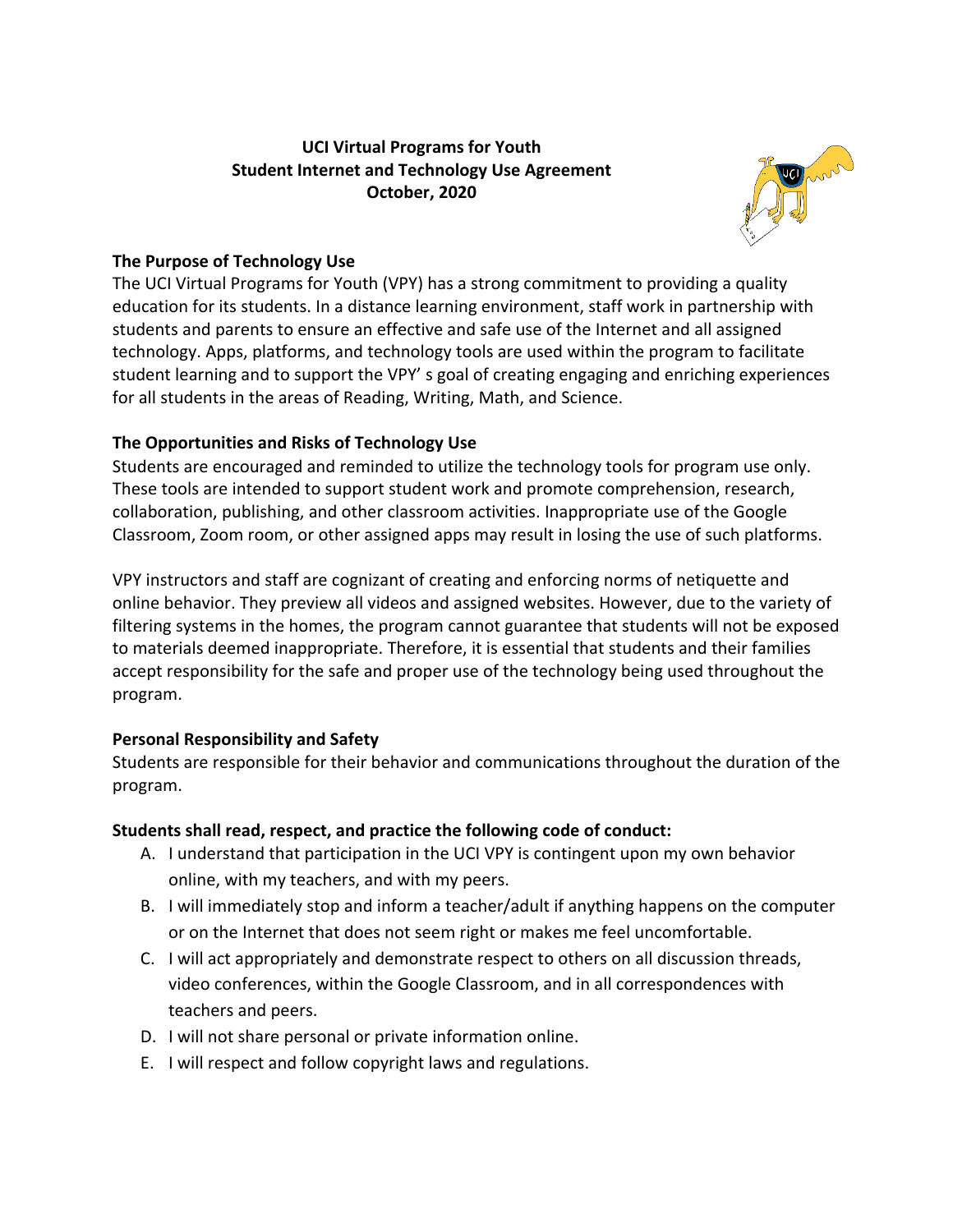# UCI Virtual Programs for Youth
## Student Internet and Technology Use Agreement
**October, 2020**

### The Purpose of Technology Use

The UCI Virtual Programs for Youth (VPY) has a strong commitment to providing a quality education for its students. In a distance learning environment, staff work in partnership with students and parents to ensure an effective and safe use of the Internet and all assigned technology. Apps, platforms, and technology tools are used within the program to facilitate student learning and to support the VPY' s goal of creating engaging and enriching experiences for all students in the areas of Reading, Writing, Math, and Science.

### The Opportunities and Risks of Technology Use

Students are encouraged and reminded to utilize the technology tools for program use only. These tools are intended to support student work and promote comprehension, research, collaboration, publishing, and other classroom activities. Inappropriate use of the Google Classroom, Zoom room, or other assigned apps may result in losing the use of such platforms.

VPY instructors and staff are cognizant of creating and enforcing norms of netiquette and online behavior. They preview all videos and assigned websites. However, due to the variety of filtering systems in the homes, the program cannot guarantee that students will not be exposed to materials deemed inappropriate. Therefore, it is essential that students and their families accept responsibility for the safe and proper use of the technology being used throughout the program.

### Personal Responsibility and Safety

Students are responsible for their behavior and communications throughout the duration of the program.

**Students shall read, respect, and practice the following code of conduct:**

A. I understand that participation in the UCI VPY is contingent upon my own behavior online, with my teachers, and with my peers.

B. I will immediately stop and inform a teacher/adult if anything happens on the computer or on the Internet that does not seem right or makes me feel uncomfortable.

C. I will act appropriately and demonstrate respect to others on all discussion threads, video conferences, within the Google Classroom, and in all correspondences with teachers and peers.

D. I will not share personal or private information online.

E. I will respect and follow copyright laws and regulations.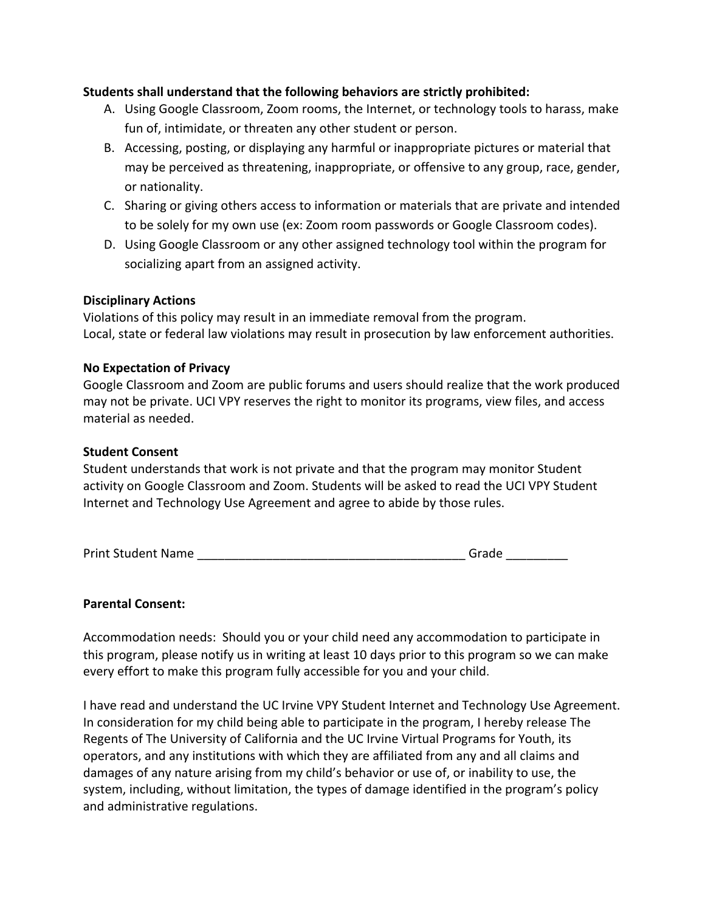**Students shall understand that the following behaviors are strictly prohibited:**

A. Using Google Classroom, Zoom rooms, the Internet, or technology tools to harass, make fun of, intimidate, or threaten any other student or person.
B. Accessing, posting, or displaying any harmful or inappropriate pictures or material that may be perceived as threatening, inappropriate, or offensive to any group, race, gender, or nationality.
C. Sharing or giving others access to information or materials that are private and intended to be solely for my own use (ex: Zoom room passwords or Google Classroom codes).
D. Using Google Classroom or any other assigned technology tool within the program for socializing apart from an assigned activity.

**Disciplinary Actions**

Violations of this policy may result in an immediate removal from the program.
Local, state or federal law violations may result in prosecution by law enforcement authorities.

**No Expectation of Privacy**

Google Classroom and Zoom are public forums and users should realize that the work produced may not be private. UCI VPY reserves the right to monitor its programs, view files, and access material as needed.

**Student Consent**

Student understands that work is not private and that the program may monitor Student activity on Google Classroom and Zoom. Students will be asked to read the UCI VPY Student Internet and Technology Use Agreement and agree to abide by those rules.

Print Student Name _______________________________________ Grade _________

**Parental Consent:**

Accommodation needs: Should you or your child need any accommodation to participate in this program, please notify us in writing at least 10 days prior to this program so we can make every effort to make this program fully accessible for you and your child.

I have read and understand the UC Irvine VPY Student Internet and Technology Use Agreement. In consideration for my child being able to participate in the program, I hereby release The Regents of The University of California and the UC Irvine Virtual Programs for Youth, its operators, and any institutions with which they are affiliated from any and all claims and damages of any nature arising from my child's behavior or use of, or inability to use, the system, including, without limitation, the types of damage identified in the program's policy and administrative regulations.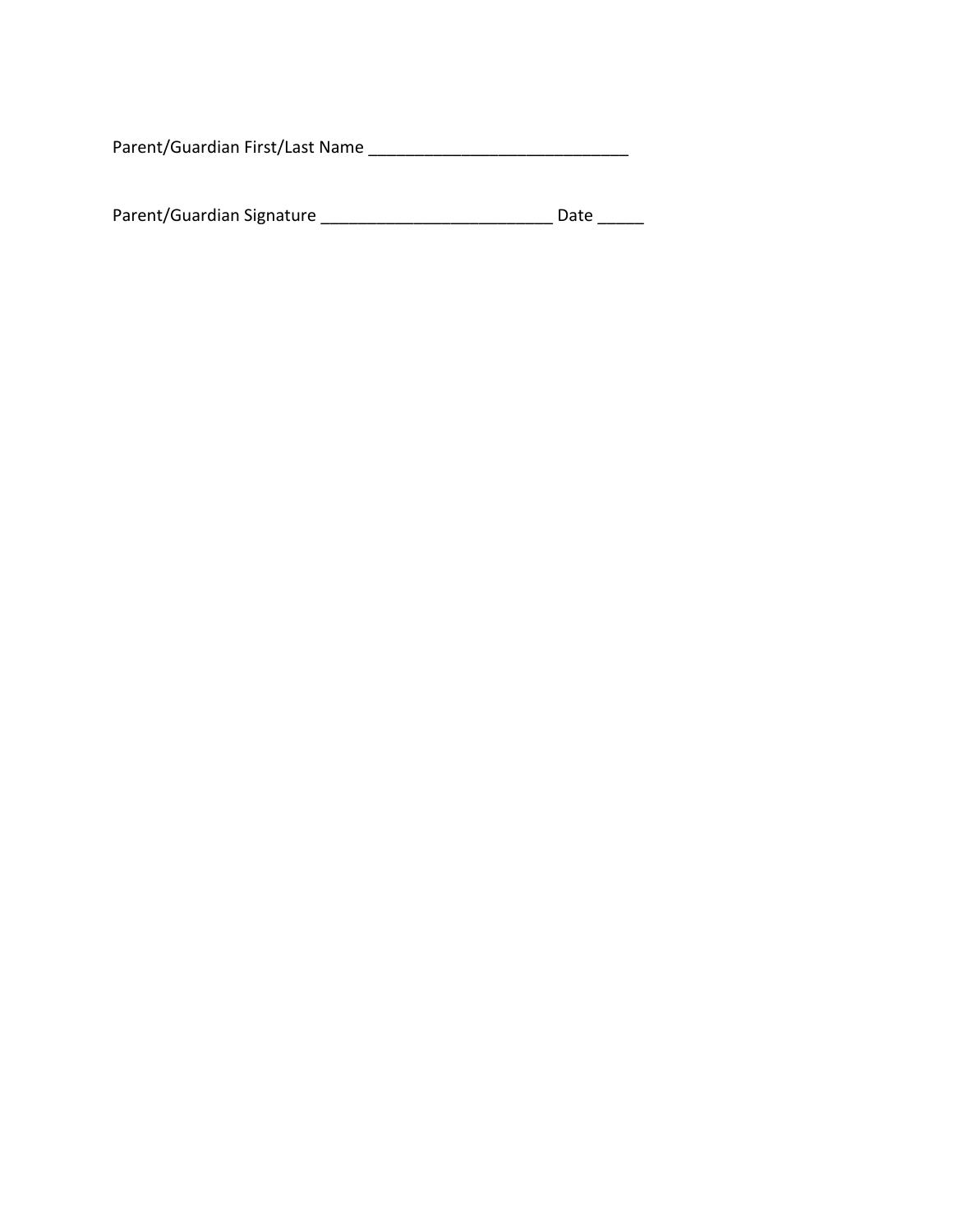Parent/Guardian First/Last Name ____________________________

Parent/Guardian Signature _________________________ Date _____